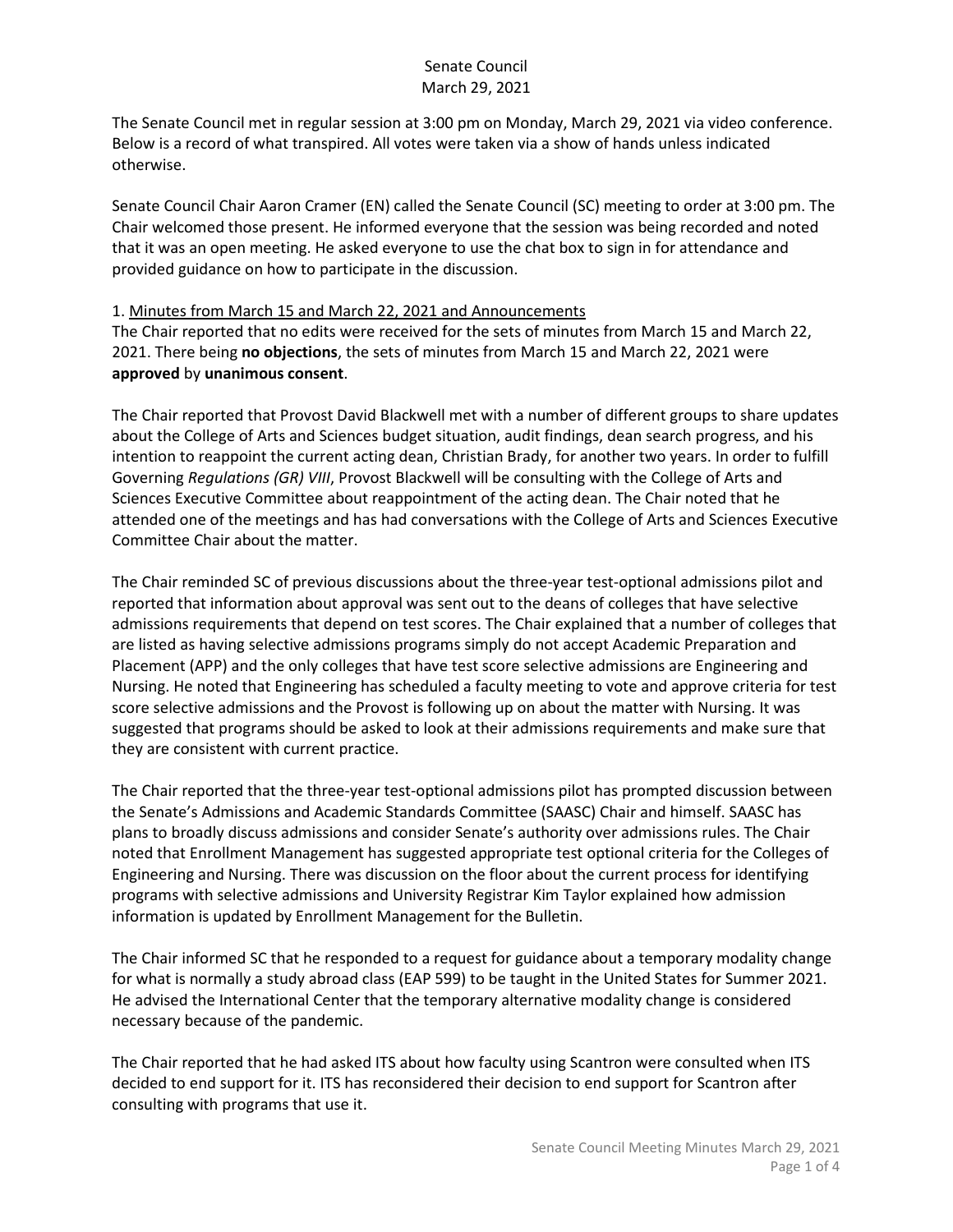# Senate Council
## March 29, 2021

The Senate Council met in regular session at 3:00 pm on Monday, March 29, 2021 via video conference. Below is a record of what transpired. All votes were taken via a show of hands unless indicated otherwise.

Senate Council Chair Aaron Cramer (EN) called the Senate Council (SC) meeting to order at 3:00 pm. The Chair welcomed those present. He informed everyone that the session was being recorded and noted that it was an open meeting. He asked everyone to use the chat box to sign in for attendance and provided guidance on how to participate in the discussion.

1. Minutes from March 15 and March 22, 2021 and Announcements

The Chair reported that no edits were received for the sets of minutes from March 15 and March 22, 2021. There being **no objections**, the sets of minutes from March 15 and March 22, 2021 were **approved** by **unanimous consent**.

The Chair reported that Provost David Blackwell met with a number of different groups to share updates about the College of Arts and Sciences budget situation, audit findings, dean search progress, and his intention to reappoint the current acting dean, Christian Brady, for another two years. In order to fulfill Governing *Regulations (GR) VIII*, Provost Blackwell will be consulting with the College of Arts and Sciences Executive Committee about reappointment of the acting dean. The Chair noted that he attended one of the meetings and has had conversations with the College of Arts and Sciences Executive Committee Chair about the matter.

The Chair reminded SC of previous discussions about the three-year test-optional admissions pilot and reported that information about approval was sent out to the deans of colleges that have selective admissions requirements that depend on test scores. The Chair explained that a number of colleges that are listed as having selective admissions programs simply do not accept Academic Preparation and Placement (APP) and the only colleges that have test score selective admissions are Engineering and Nursing. He noted that Engineering has scheduled a faculty meeting to vote and approve criteria for test score selective admissions and the Provost is following up on about the matter with Nursing. It was suggested that programs should be asked to look at their admissions requirements and make sure that they are consistent with current practice.

The Chair reported that the three-year test-optional admissions pilot has prompted discussion between the Senate's Admissions and Academic Standards Committee (SAASC) Chair and himself. SAASC has plans to broadly discuss admissions and consider Senate's authority over admissions rules. The Chair noted that Enrollment Management has suggested appropriate test optional criteria for the Colleges of Engineering and Nursing. There was discussion on the floor about the current process for identifying programs with selective admissions and University Registrar Kim Taylor explained how admission information is updated by Enrollment Management for the Bulletin.

The Chair informed SC that he responded to a request for guidance about a temporary modality change for what is normally a study abroad class (EAP 599) to be taught in the United States for Summer 2021. He advised the International Center that the temporary alternative modality change is considered necessary because of the pandemic.

The Chair reported that he had asked ITS about how faculty using Scantron were consulted when ITS decided to end support for it. ITS has reconsidered their decision to end support for Scantron after consulting with programs that use it.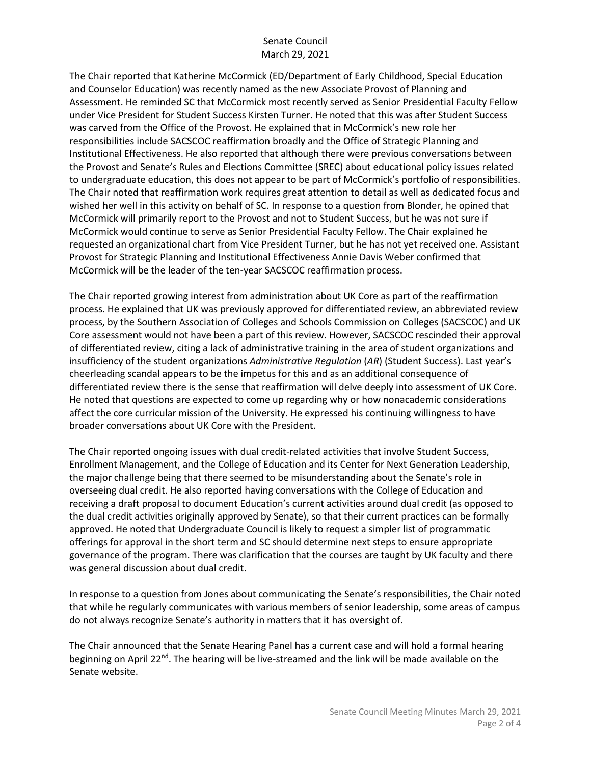The Chair reported that Katherine McCormick (ED/Department of Early Childhood, Special Education and Counselor Education) was recently named as the new Associate Provost of Planning and Assessment. He reminded SC that McCormick most recently served as Senior Presidential Faculty Fellow under Vice President for Student Success Kirsten Turner. He noted that this was after Student Success was carved from the Office of the Provost. He explained that in McCormick's new role her responsibilities include SACSCOC reaffirmation broadly and the Office of Strategic Planning and Institutional Effectiveness. He also reported that although there were previous conversations between the Provost and Senate's Rules and Elections Committee (SREC) about educational policy issues related to undergraduate education, this does not appear to be part of McCormick's portfolio of responsibilities. The Chair noted that reaffirmation work requires great attention to detail as well as dedicated focus and wished her well in this activity on behalf of SC. In response to a question from Blonder, he opined that McCormick will primarily report to the Provost and not to Student Success, but he was not sure if McCormick would continue to serve as Senior Presidential Faculty Fellow. The Chair explained he requested an organizational chart from Vice President Turner, but he has not yet received one. Assistant Provost for Strategic Planning and Institutional Effectiveness Annie Davis Weber confirmed that McCormick will be the leader of the ten-year SACSCOC reaffirmation process.

The Chair reported growing interest from administration about UK Core as part of the reaffirmation process. He explained that UK was previously approved for differentiated review, an abbreviated review process, by the Southern Association of Colleges and Schools Commission on Colleges (SACSCOC) and UK Core assessment would not have been a part of this review. However, SACSCOC rescinded their approval of differentiated review, citing a lack of administrative training in the area of student organizations and insufficiency of the student organizations *Administrative Regulation* (*AR*) (Student Success). Last year's cheerleading scandal appears to be the impetus for this and as an additional consequence of differentiated review there is the sense that reaffirmation will delve deeply into assessment of UK Core. He noted that questions are expected to come up regarding why or how nonacademic considerations affect the core curricular mission of the University. He expressed his continuing willingness to have broader conversations about UK Core with the President.

The Chair reported ongoing issues with dual credit-related activities that involve Student Success, Enrollment Management, and the College of Education and its Center for Next Generation Leadership, the major challenge being that there seemed to be misunderstanding about the Senate's role in overseeing dual credit. He also reported having conversations with the College of Education and receiving a draft proposal to document Education's current activities around dual credit (as opposed to the dual credit activities originally approved by Senate), so that their current practices can be formally approved. He noted that Undergraduate Council is likely to request a simpler list of programmatic offerings for approval in the short term and SC should determine next steps to ensure appropriate governance of the program. There was clarification that the courses are taught by UK faculty and there was general discussion about dual credit.

In response to a question from Jones about communicating the Senate's responsibilities, the Chair noted that while he regularly communicates with various members of senior leadership, some areas of campus do not always recognize Senate's authority in matters that it has oversight of.

The Chair announced that the Senate Hearing Panel has a current case and will hold a formal hearing beginning on April 22nd. The hearing will be live-streamed and the link will be made available on the Senate website.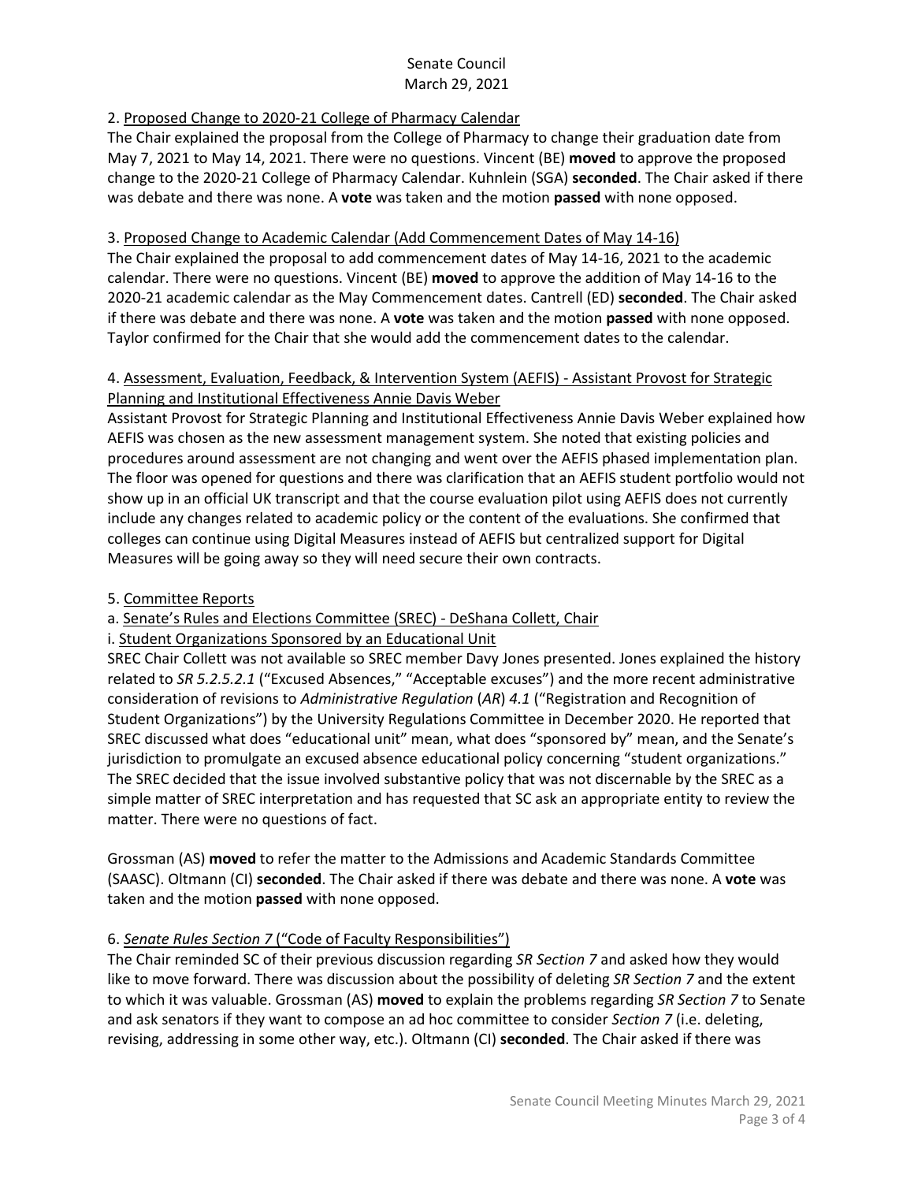2. Proposed Change to 2020-21 College of Pharmacy Calendar

The Chair explained the proposal from the College of Pharmacy to change their graduation date from May 7, 2021 to May 14, 2021. There were no questions. Vincent (BE) **moved** to approve the proposed change to the 2020-21 College of Pharmacy Calendar. Kuhnlein (SGA) **seconded**. The Chair asked if there was debate and there was none. A **vote** was taken and the motion **passed** with none opposed.

3. Proposed Change to Academic Calendar (Add Commencement Dates of May 14-16)

The Chair explained the proposal to add commencement dates of May 14-16, 2021 to the academic calendar. There were no questions. Vincent (BE) **moved** to approve the addition of May 14-16 to the 2020-21 academic calendar as the May Commencement dates. Cantrell (ED) **seconded**. The Chair asked if there was debate and there was none. A **vote** was taken and the motion **passed** with none opposed. Taylor confirmed for the Chair that she would add the commencement dates to the calendar.

4. Assessment, Evaluation, Feedback, & Intervention System (AEFIS) - Assistant Provost for Strategic Planning and Institutional Effectiveness Annie Davis Weber

Assistant Provost for Strategic Planning and Institutional Effectiveness Annie Davis Weber explained how AEFIS was chosen as the new assessment management system. She noted that existing policies and procedures around assessment are not changing and went over the AEFIS phased implementation plan. The floor was opened for questions and there was clarification that an AEFIS student portfolio would not show up in an official UK transcript and that the course evaluation pilot using AEFIS does not currently include any changes related to academic policy or the content of the evaluations. She confirmed that colleges can continue using Digital Measures instead of AEFIS but centralized support for Digital Measures will be going away so they will need secure their own contracts.

5. Committee Reports

a. Senate's Rules and Elections Committee (SREC) - DeShana Collett, Chair

i. Student Organizations Sponsored by an Educational Unit

SREC Chair Collett was not available so SREC member Davy Jones presented. Jones explained the history related to *SR 5.2.5.2.1* ("Excused Absences," "Acceptable excuses") and the more recent administrative consideration of revisions to *Administrative Regulation* (*AR*) *4.1* ("Registration and Recognition of Student Organizations") by the University Regulations Committee in December 2020. He reported that SREC discussed what does "educational unit" mean, what does "sponsored by" mean, and the Senate's jurisdiction to promulgate an excused absence educational policy concerning "student organizations." The SREC decided that the issue involved substantive policy that was not discernable by the SREC as a simple matter of SREC interpretation and has requested that SC ask an appropriate entity to review the matter. There were no questions of fact.

Grossman (AS) **moved** to refer the matter to the Admissions and Academic Standards Committee (SAASC). Oltmann (CI) **seconded**. The Chair asked if there was debate and there was none. A **vote** was taken and the motion **passed** with none opposed.

6. *Senate Rules Section 7* ("Code of Faculty Responsibilities")

The Chair reminded SC of their previous discussion regarding *SR Section 7* and asked how they would like to move forward. There was discussion about the possibility of deleting *SR Section 7* and the extent to which it was valuable. Grossman (AS) **moved** to explain the problems regarding *SR Section 7* to Senate and ask senators if they want to compose an ad hoc committee to consider *Section 7* (i.e. deleting, revising, addressing in some other way, etc.). Oltmann (CI) **seconded**. The Chair asked if there was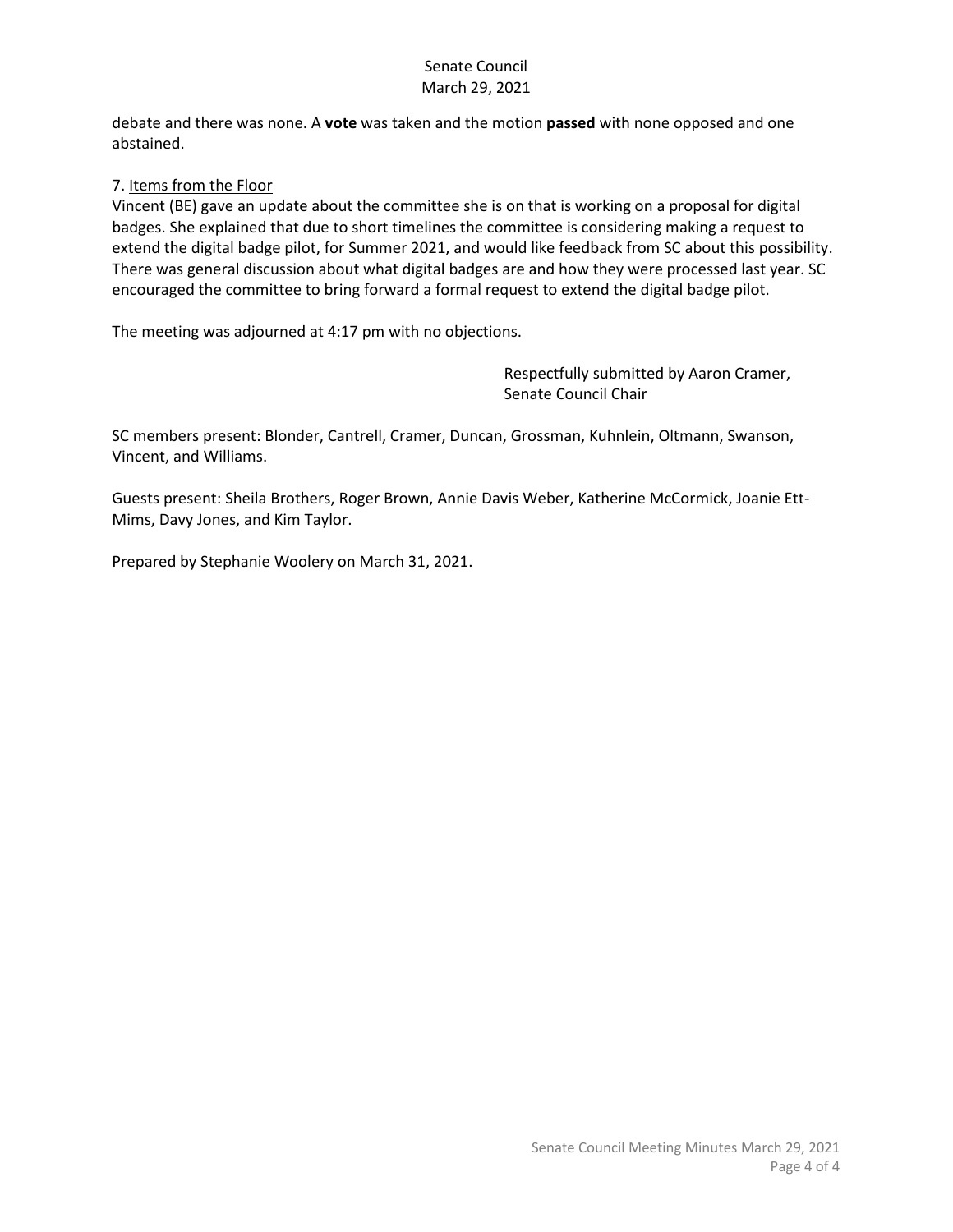debate and there was none. A **vote** was taken and the motion **passed** with none opposed and one abstained.

7. Items from the Floor

Vincent (BE) gave an update about the committee she is on that is working on a proposal for digital badges. She explained that due to short timelines the committee is considering making a request to extend the digital badge pilot, for Summer 2021, and would like feedback from SC about this possibility. There was general discussion about what digital badges are and how they were processed last year. SC encouraged the committee to bring forward a formal request to extend the digital badge pilot.

The meeting was adjourned at 4:17 pm with no objections.

Respectfully submitted by Aaron Cramer,
Senate Council Chair

SC members present: Blonder, Cantrell, Cramer, Duncan, Grossman, Kuhnlein, Oltmann, Swanson, Vincent, and Williams.

Guests present: Sheila Brothers, Roger Brown, Annie Davis Weber, Katherine McCormick, Joanie Ett-Mims, Davy Jones, and Kim Taylor.

Prepared by Stephanie Woolery on March 31, 2021.